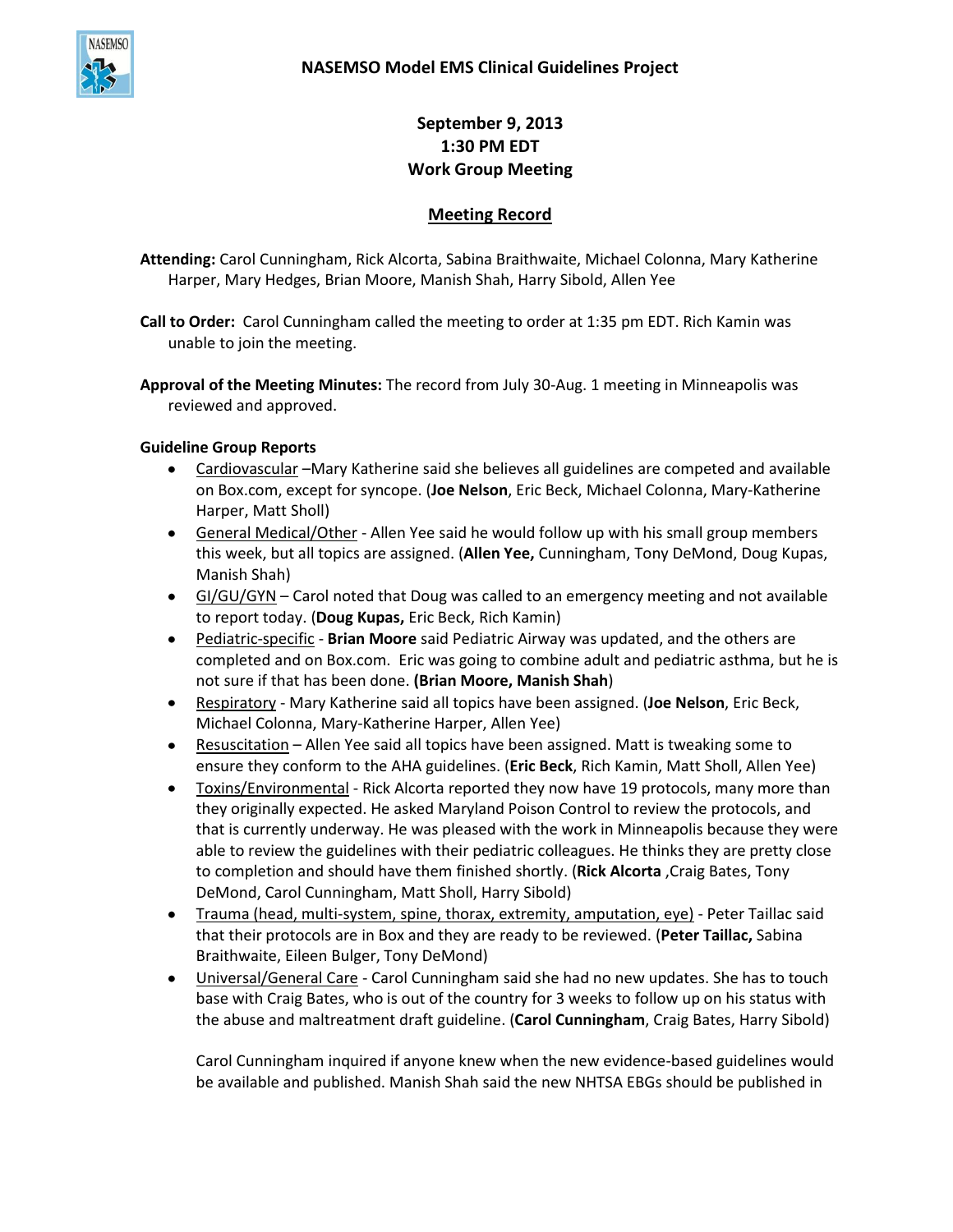## NASEMSO Model EMS Clinical Guidelines Project

**September 9, 2013**
**1:30 PM EDT**
**Work Group Meeting**

**Meeting Record**

**Attending:** Carol Cunningham, Rick Alcorta, Sabina Braithwaite, Michael Colonna, Mary Katherine Harper, Mary Hedges, Brian Moore, Manish Shah, Harry Sibold, Allen Yee

**Call to Order:** Carol Cunningham called the meeting to order at 1:35 pm EDT. Rich Kamin was unable to join the meeting.

**Approval of the Meeting Minutes:** The record from July 30-Aug. 1 meeting in Minneapolis was reviewed and approved.

**Guideline Group Reports**

- Cardiovascular –Mary Katherine said she believes all guidelines are competed and available on Box.com, except for syncope. (**Joe Nelson**, Eric Beck, Michael Colonna, Mary-Katherine Harper, Matt Sholl)
- General Medical/Other - Allen Yee said he would follow up with his small group members this week, but all topics are assigned. (**Allen Yee,** Cunningham, Tony DeMond, Doug Kupas, Manish Shah)
- GI/GU/GYN – Carol noted that Doug was called to an emergency meeting and not available to report today. (**Doug Kupas,** Eric Beck, Rich Kamin)
- Pediatric-specific - **Brian Moore** said Pediatric Airway was updated, and the others are completed and on Box.com. Eric was going to combine adult and pediatric asthma, but he is not sure if that has been done. **(Brian Moore, Manish Shah**)
- Respiratory - Mary Katherine said all topics have been assigned. (**Joe Nelson**, Eric Beck, Michael Colonna, Mary-Katherine Harper, Allen Yee)
- Resuscitation – Allen Yee said all topics have been assigned. Matt is tweaking some to ensure they conform to the AHA guidelines. (**Eric Beck**, Rich Kamin, Matt Sholl, Allen Yee)
- Toxins/Environmental - Rick Alcorta reported they now have 19 protocols, many more than they originally expected. He asked Maryland Poison Control to review the protocols, and that is currently underway. He was pleased with the work in Minneapolis because they were able to review the guidelines with their pediatric colleagues. He thinks they are pretty close to completion and should have them finished shortly. (**Rick Alcorta** ,Craig Bates, Tony DeMond, Carol Cunningham, Matt Sholl, Harry Sibold)
- Trauma (head, multi-system, spine, thorax, extremity, amputation, eye) - Peter Taillac said that their protocols are in Box and they are ready to be reviewed. (**Peter Taillac,** Sabina Braithwaite, Eileen Bulger, Tony DeMond)
- Universal/General Care - Carol Cunningham said she had no new updates. She has to touch base with Craig Bates, who is out of the country for 3 weeks to follow up on his status with the abuse and maltreatment draft guideline. (**Carol Cunningham**, Craig Bates, Harry Sibold)

  Carol Cunningham inquired if anyone knew when the new evidence-based guidelines would be available and published. Manish Shah said the new NHTSA EBGs should be published in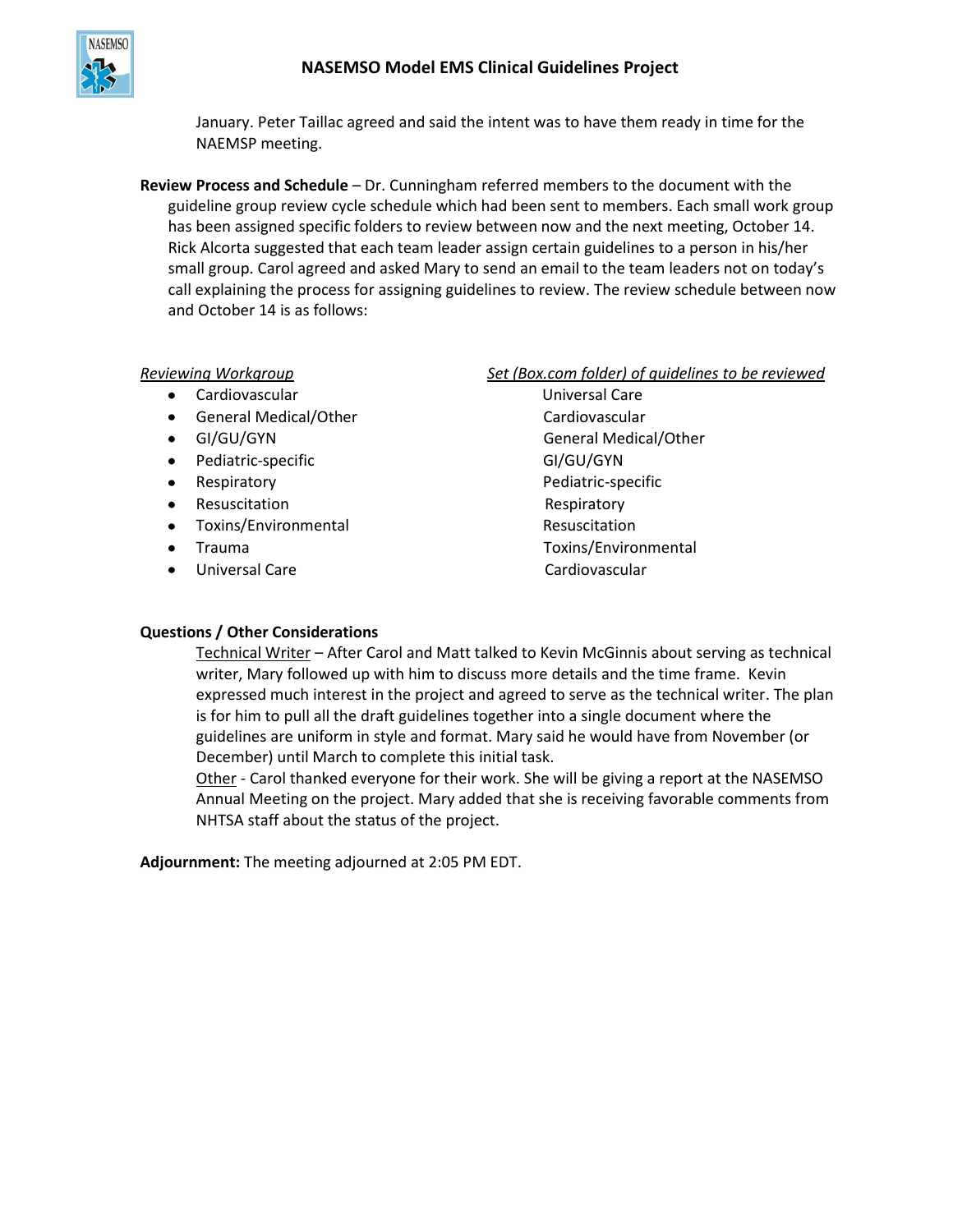January. Peter Taillac agreed and said the intent was to have them ready in time for the NAEMSP meeting.

**Review Process and Schedule** – Dr. Cunningham referred members to the document with the guideline group review cycle schedule which had been sent to members. Each small work group has been assigned specific folders to review between now and the next meeting, October 14. Rick Alcorta suggested that each team leader assign certain guidelines to a person in his/her small group. Carol agreed and asked Mary to send an email to the team leaders not on today's call explaining the process for assigning guidelines to review. The review schedule between now and October 14 is as follows:

| *Reviewing Workgroup* | *Set (Box.com folder) of guidelines to be reviewed* |
|---|---|
| • Cardiovascular | Universal Care |
| • General Medical/Other | Cardiovascular |
| • GI/GU/GYN | General Medical/Other |
| • Pediatric-specific | GI/GU/GYN |
| • Respiratory | Pediatric-specific |
| • Resuscitation | Respiratory |
| • Toxins/Environmental | Resuscitation |
| • Trauma | Toxins/Environmental |
| • Universal Care | Cardiovascular |

**Questions / Other Considerations**

Technical Writer – After Carol and Matt talked to Kevin McGinnis about serving as technical writer, Mary followed up with him to discuss more details and the time frame. Kevin expressed much interest in the project and agreed to serve as the technical writer. The plan is for him to pull all the draft guidelines together into a single document where the guidelines are uniform in style and format. Mary said he would have from November (or December) until March to complete this initial task.

Other - Carol thanked everyone for their work. She will be giving a report at the NASEMSO Annual Meeting on the project. Mary added that she is receiving favorable comments from NHTSA staff about the status of the project.

**Adjournment:** The meeting adjourned at 2:05 PM EDT.